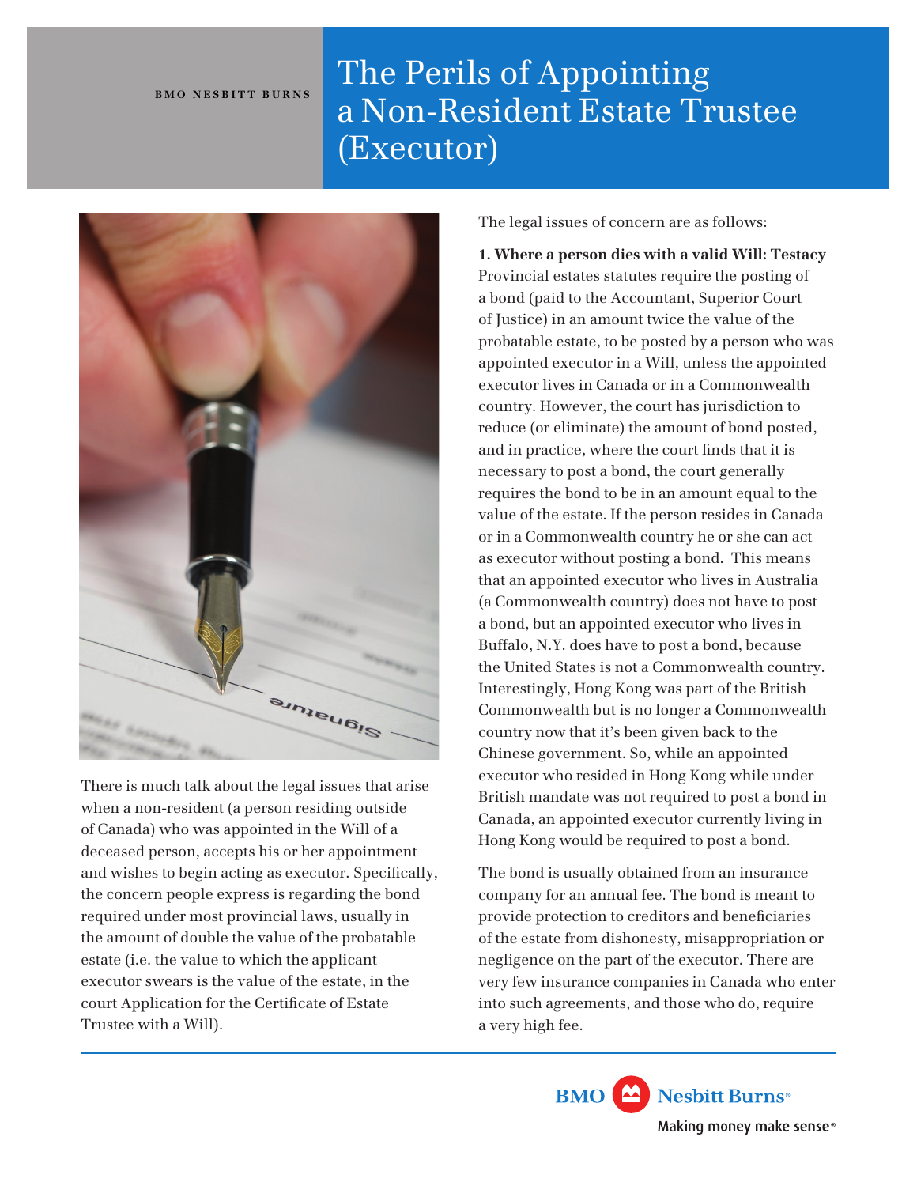BMO NESBITT BURNS

# The Perils of Appointing a Non-Resident Estate Trustee (Executor)

There is much talk about the legal issues that arise when a non-resident (a person residing outside of Canada) who was appointed in the Will of a deceased person, accepts his or her appointment and wishes to begin acting as executor. Specifically, the concern people express is regarding the bond required under most provincial laws, usually in the amount of double the value of the probatable estate (i.e. the value to which the applicant executor swears is the value of the estate, in the court Application for the Certificate of Estate Trustee with a Will).

The legal issues of concern are as follows:

**1. Where a person dies with a valid Will: Testacy**
Provincial estates statutes require the posting of a bond (paid to the Accountant, Superior Court of Justice) in an amount twice the value of the probatable estate, to be posted by a person who was appointed executor in a Will, unless the appointed executor lives in Canada or in a Commonwealth country. However, the court has jurisdiction to reduce (or eliminate) the amount of bond posted, and in practice, where the court finds that it is necessary to post a bond, the court generally requires the bond to be in an amount equal to the value of the estate. If the person resides in Canada or in a Commonwealth country he or she can act as executor without posting a bond. This means that an appointed executor who lives in Australia (a Commonwealth country) does not have to post a bond, but an appointed executor who lives in Buffalo, N.Y. does have to post a bond, because the United States is not a Commonwealth country. Interestingly, Hong Kong was part of the British Commonwealth but is no longer a Commonwealth country now that it's been given back to the Chinese government. So, while an appointed executor who resided in Hong Kong while under British mandate was not required to post a bond in Canada, an appointed executor currently living in Hong Kong would be required to post a bond.

The bond is usually obtained from an insurance company for an annual fee. The bond is meant to provide protection to creditors and beneficiaries of the estate from dishonesty, misappropriation or negligence on the part of the executor. There are very few insurance companies in Canada who enter into such agreements, and those who do, require a very high fee.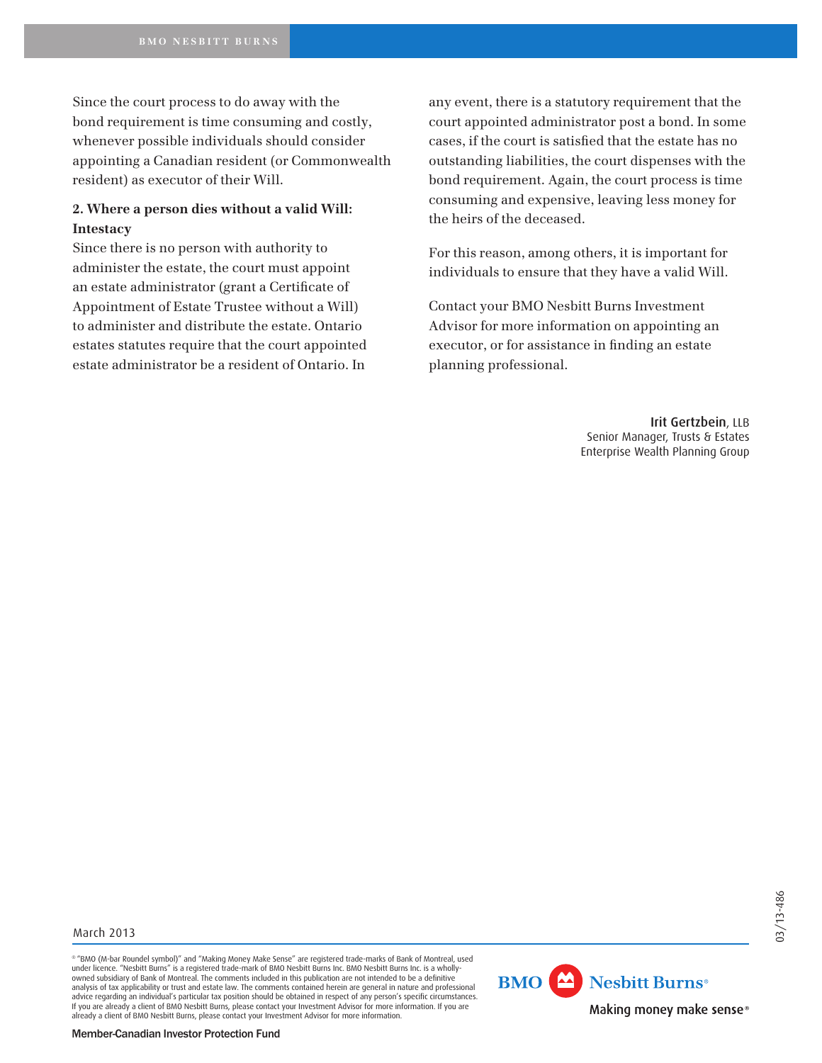Since the court process to do away with the bond requirement is time consuming and costly, whenever possible individuals should consider appointing a Canadian resident (or Commonwealth resident) as executor of their Will.

**2. Where a person dies without a valid Will: Intestacy**

Since there is no person with authority to administer the estate, the court must appoint an estate administrator (grant a Certificate of Appointment of Estate Trustee without a Will) to administer and distribute the estate. Ontario estates statutes require that the court appointed estate administrator be a resident of Ontario. In any event, there is a statutory requirement that the court appointed administrator post a bond. In some cases, if the court is satisfied that the estate has no outstanding liabilities, the court dispenses with the bond requirement. Again, the court process is time consuming and expensive, leaving less money for the heirs of the deceased.

For this reason, among others, it is important for individuals to ensure that they have a valid Will.

Contact your BMO Nesbitt Burns Investment Advisor for more information on appointing an executor, or for assistance in finding an estate planning professional.

**Irit Gertzbein**, LLB
Senior Manager, Trusts & Estates
Enterprise Wealth Planning Group

March 2013

® "BMO (M-bar Roundel symbol)" and "Making Money Make Sense" are registered trade-marks of Bank of Montreal, used under licence. "Nesbitt Burns" is a registered trade-mark of BMO Nesbitt Burns Inc. BMO Nesbitt Burns Inc. is a wholly-owned subsidiary of Bank of Montreal. The comments included in this publication are not intended to be a definitive analysis of tax applicability or trust and estate law. The comments contained herein are general in nature and professional advice regarding an individual's particular tax position should be obtained in respect of any person's specific circumstances. If you are already a client of BMO Nesbitt Burns, please contact your Investment Advisor for more information. If you are already a client of BMO Nesbitt Burns, please contact your Investment Advisor for more information.

BMO Nesbitt Burns®

Making money make sense®

Member-Canadian Investor Protection Fund

03/13-486